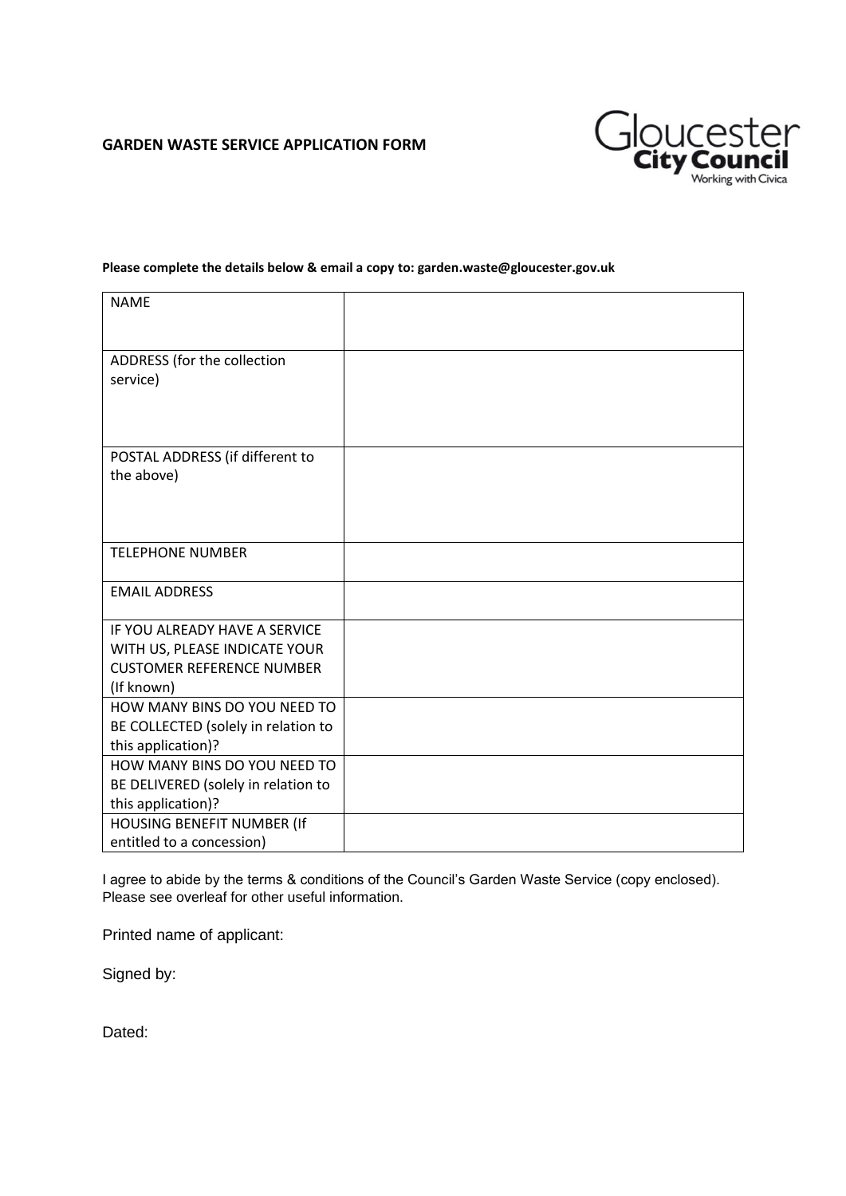**GARDEN WASTE SERVICE APPLICATION FORM**

Gloucester City Council
Working with Civica

**Please complete the details below & email a copy to: garden.waste@gloucester.gov.uk**

| | |
|---|---|
| NAME | |
| ADDRESS (for the collection service) | |
| POSTAL ADDRESS (if different to the above) | |
| TELEPHONE NUMBER | |
| EMAIL ADDRESS | |
| IF YOU ALREADY HAVE A SERVICE WITH US, PLEASE INDICATE YOUR CUSTOMER REFERENCE NUMBER (If known) | |
| HOW MANY BINS DO YOU NEED TO BE COLLECTED (solely in relation to this application)? | |
| HOW MANY BINS DO YOU NEED TO BE DELIVERED (solely in relation to this application)? | |
| HOUSING BENEFIT NUMBER (If entitled to a concession) | |

I agree to abide by the terms & conditions of the Council's Garden Waste Service (copy enclosed). Please see overleaf for other useful information.

Printed name of applicant:

Signed by:

Dated: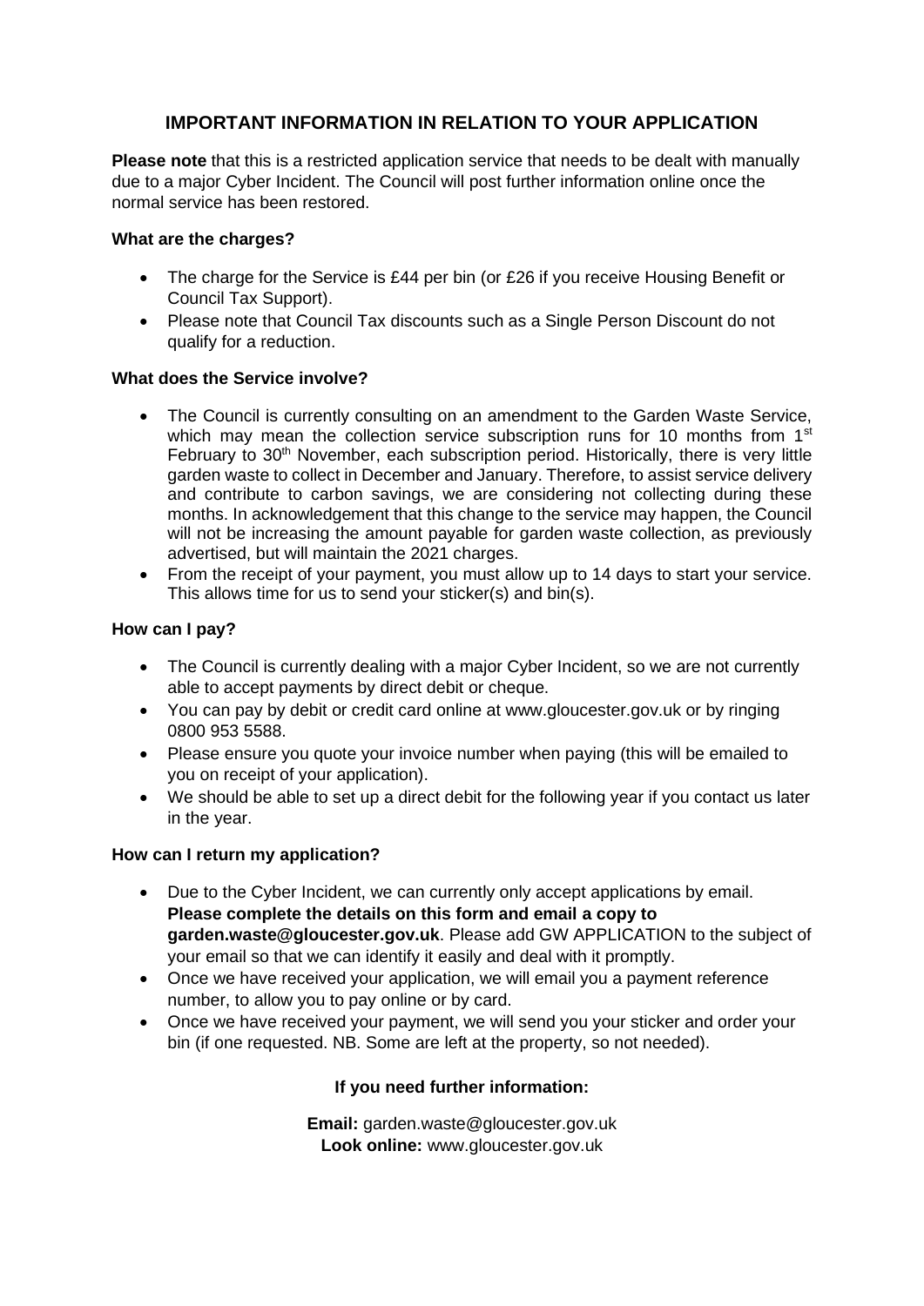# IMPORTANT INFORMATION IN RELATION TO YOUR APPLICATION

**Please note** that this is a restricted application service that needs to be dealt with manually due to a major Cyber Incident. The Council will post further information online once the normal service has been restored.

**What are the charges?**

- The charge for the Service is £44 per bin (or £26 if you receive Housing Benefit or Council Tax Support).
- Please note that Council Tax discounts such as a Single Person Discount do not qualify for a reduction.

**What does the Service involve?**

- The Council is currently consulting on an amendment to the Garden Waste Service, which may mean the collection service subscription runs for 10 months from 1st February to 30th November, each subscription period. Historically, there is very little garden waste to collect in December and January. Therefore, to assist service delivery and contribute to carbon savings, we are considering not collecting during these months. In acknowledgement that this change to the service may happen, the Council will not be increasing the amount payable for garden waste collection, as previously advertised, but will maintain the 2021 charges.
- From the receipt of your payment, you must allow up to 14 days to start your service. This allows time for us to send your sticker(s) and bin(s).

**How can I pay?**

- The Council is currently dealing with a major Cyber Incident, so we are not currently able to accept payments by direct debit or cheque.
- You can pay by debit or credit card online at www.gloucester.gov.uk or by ringing 0800 953 5588.
- Please ensure you quote your invoice number when paying (this will be emailed to you on receipt of your application).
- We should be able to set up a direct debit for the following year if you contact us later in the year.

**How can I return my application?**

- Due to the Cyber Incident, we can currently only accept applications by email. **Please complete the details on this form and email a copy to garden.waste@gloucester.gov.uk**. Please add GW APPLICATION to the subject of your email so that we can identify it easily and deal with it promptly.
- Once we have received your application, we will email you a payment reference number, to allow you to pay online or by card.
- Once we have received your payment, we will send you your sticker and order your bin (if one requested. NB. Some are left at the property, so not needed).

**If you need further information:**

**Email:** garden.waste@gloucester.gov.uk
**Look online:** www.gloucester.gov.uk